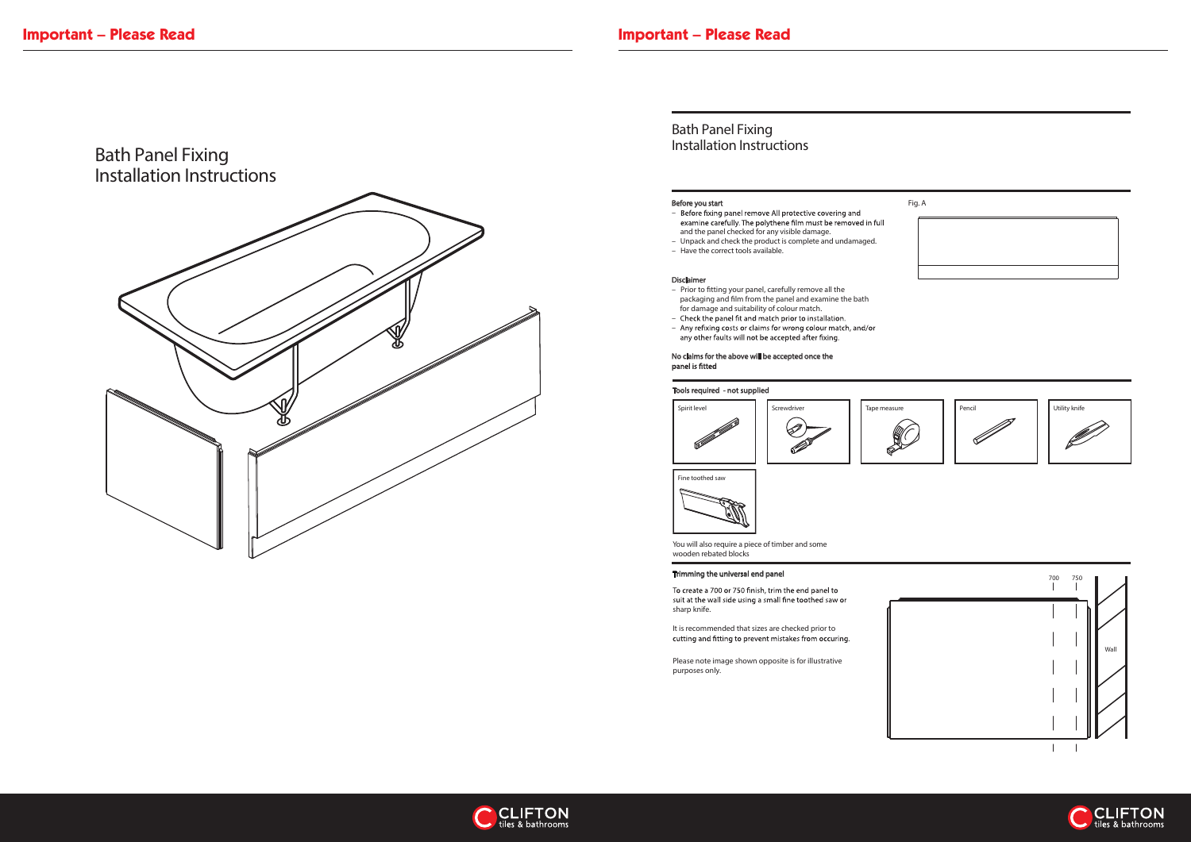# Bath Panel Fixing Installation Instructions

## Bath Panel Fixing Installation Instructions

### Before you start

- Before fixing panel remove All protective covering and examine carefully. The polythene film must be removed in full and the panel checked for any visible damage.
- Unpack and check the product is complete and undamaged.
- Have the correct tools available.

Fig. A

### Disclaimer

- Prior to fitting your panel, carefully remove all the packaging and film from the panel and examine the bath for damage and suitability of colour match.
- Check the panel fit and match prior to installation.
- Any refixing costs or claims for wrong colour match, and/or any other faults will not be accepted after fixing.

**No claims for the above will be accepted once the panel is fitted**

### Tools required - not supplied

- Spirit level
- Screwdriver
- Tape measure
- Pencil
- Utility knife
- Fine toothed saw

You will also require a piece of timber and some wooden rebated blocks

### Trimming the universal end panel

To create a 700 or 750 finish, trim the end panel to suit at the wall side using a small fine toothed saw or sharp knife.

It is recommended that sizes are checked prior to cutting and fitting to prevent mistakes from occuring.

Please note image shown opposite is for illustrative purposes only.

700 750

Wall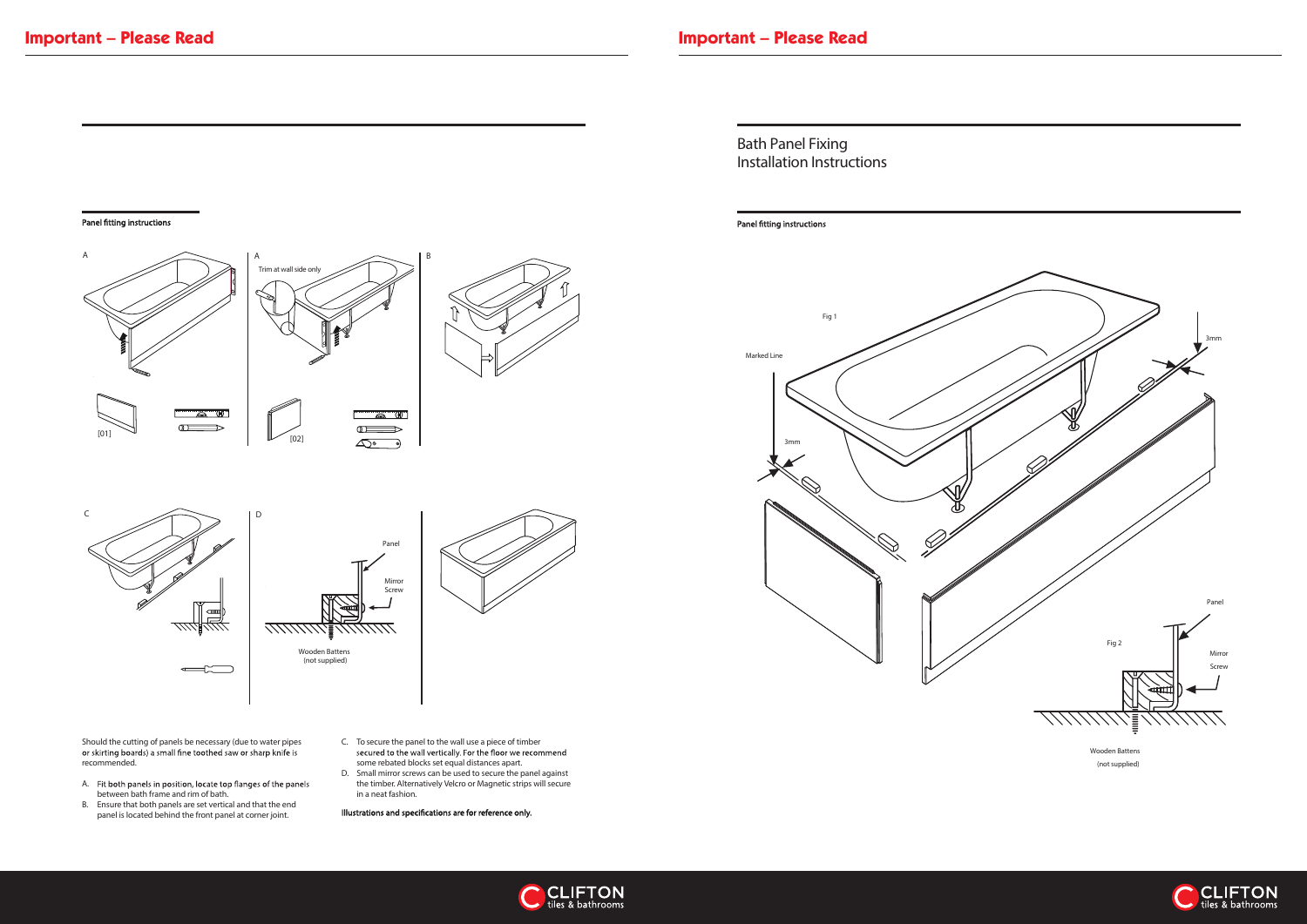## Important – Please Read

### Panel fitting instructions

A

[01]

A

Trim at wall side only

[02]

B

C

D

Panel

Mirror Screw

Wooden Battens (not supplied)

Should the cutting of panels be necessary (due to water pipes or skirting boards) a small fine toothed saw or sharp knife is recommended.

A. Fit both panels in position, locate top flanges of the panels between bath frame and rim of bath.
B. Ensure that both panels are set vertical and that the end panel is located behind the front panel at corner joint.
C. To secure the panel to the wall use a piece of timber secured to the wall vertically. For the floor we recommend some rebated blocks set equal distances apart.
D. Small mirror screws can be used to secure the panel against the timber. Alternatively Velcro or Magnetic strips will secure in a neat fashion.

**Illustrations and specifications are for reference only.**

## Important – Please Read

# Bath Panel Fixing
# Installation Instructions

### Panel fitting instructions

Fig 1

Marked Line

3mm

3mm

Fig 2

Panel

Mirror Screw

Wooden Battens (not supplied)